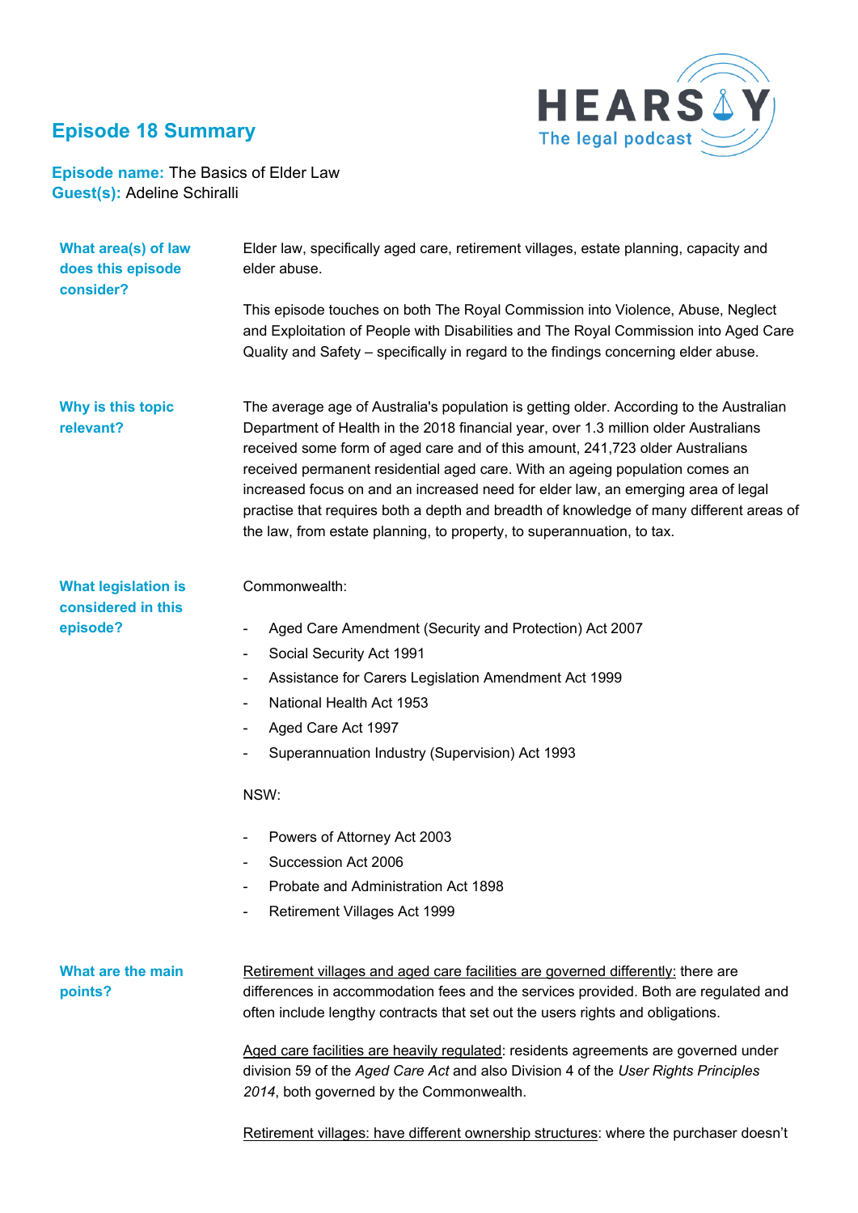# Episode 18 Summary

**Episode name:** The Basics of Elder Law
**Guest(s):** Adeline Schiralli

**What area(s) of law does this episode consider?**

Elder law, specifically aged care, retirement villages, estate planning, capacity and elder abuse.

This episode touches on both The Royal Commission into Violence, Abuse, Neglect and Exploitation of People with Disabilities and The Royal Commission into Aged Care Quality and Safety – specifically in regard to the findings concerning elder abuse.

**Why is this topic relevant?**

The average age of Australia's population is getting older. According to the Australian Department of Health in the 2018 financial year, over 1.3 million older Australians received some form of aged care and of this amount, 241,723 older Australians received permanent residential aged care. With an ageing population comes an increased focus on and an increased need for elder law, an emerging area of legal practise that requires both a depth and breadth of knowledge of many different areas of the law, from estate planning, to property, to superannuation, to tax.

**What legislation is considered in this episode?**

Commonwealth:

- Aged Care Amendment (Security and Protection) Act 2007
- Social Security Act 1991
- Assistance for Carers Legislation Amendment Act 1999
- National Health Act 1953
- Aged Care Act 1997
- Superannuation Industry (Supervision) Act 1993

NSW:

- Powers of Attorney Act 2003
- Succession Act 2006
- Probate and Administration Act 1898
- Retirement Villages Act 1999

**What are the main points?**

<u>Retirement villages and aged care facilities are governed differently:</u> there are differences in accommodation fees and the services provided. Both are regulated and often include lengthy contracts that set out the users rights and obligations.

<u>Aged care facilities are heavily regulated</u>: residents agreements are governed under division 59 of the *Aged Care Act* and also Division 4 of the *User Rights Principles 2014*, both governed by the Commonwealth.

<u>Retirement villages: have different ownership structures</u>: where the purchaser doesn't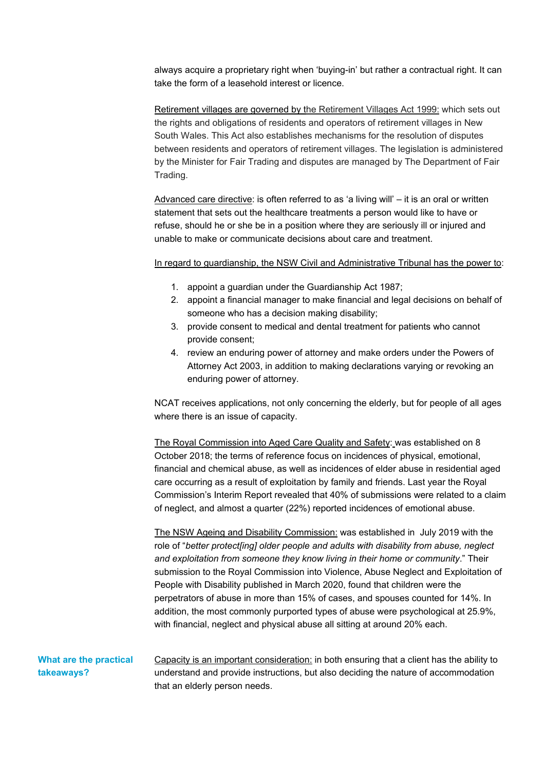always acquire a proprietary right when 'buying-in' but rather a contractual right. It can take the form of a leasehold interest or licence.

Retirement villages are governed by the Retirement Villages Act 1999: which sets out the rights and obligations of residents and operators of retirement villages in New South Wales. This Act also establishes mechanisms for the resolution of disputes between residents and operators of retirement villages. The legislation is administered by the Minister for Fair Trading and disputes are managed by The Department of Fair Trading.

Advanced care directive: is often referred to as 'a living will' – it is an oral or written statement that sets out the healthcare treatments a person would like to have or refuse, should he or she be in a position where they are seriously ill or injured and unable to make or communicate decisions about care and treatment.

In regard to guardianship, the NSW Civil and Administrative Tribunal has the power to:

1. appoint a guardian under the Guardianship Act 1987;
2. appoint a financial manager to make financial and legal decisions on behalf of someone who has a decision making disability;
3. provide consent to medical and dental treatment for patients who cannot provide consent;
4. review an enduring power of attorney and make orders under the Powers of Attorney Act 2003, in addition to making declarations varying or revoking an enduring power of attorney.

NCAT receives applications, not only concerning the elderly, but for people of all ages where there is an issue of capacity.

The Royal Commission into Aged Care Quality and Safety: was established on 8 October 2018; the terms of reference focus on incidences of physical, emotional, financial and chemical abuse, as well as incidences of elder abuse in residential aged care occurring as a result of exploitation by family and friends. Last year the Royal Commission's Interim Report revealed that 40% of submissions were related to a claim of neglect, and almost a quarter (22%) reported incidences of emotional abuse.

The NSW Ageing and Disability Commission: was established in July 2019 with the role of "*better protect[ing] older people and adults with disability from abuse, neglect and exploitation from someone they know living in their home or community*." Their submission to the Royal Commission into Violence, Abuse Neglect and Exploitation of People with Disability published in March 2020, found that children were the perpetrators of abuse in more than 15% of cases, and spouses counted for 14%. In addition, the most commonly purported types of abuse were psychological at 25.9%, with financial, neglect and physical abuse all sitting at around 20% each.

## What are the practical takeaways?

Capacity is an important consideration: in both ensuring that a client has the ability to understand and provide instructions, but also deciding the nature of accommodation that an elderly person needs.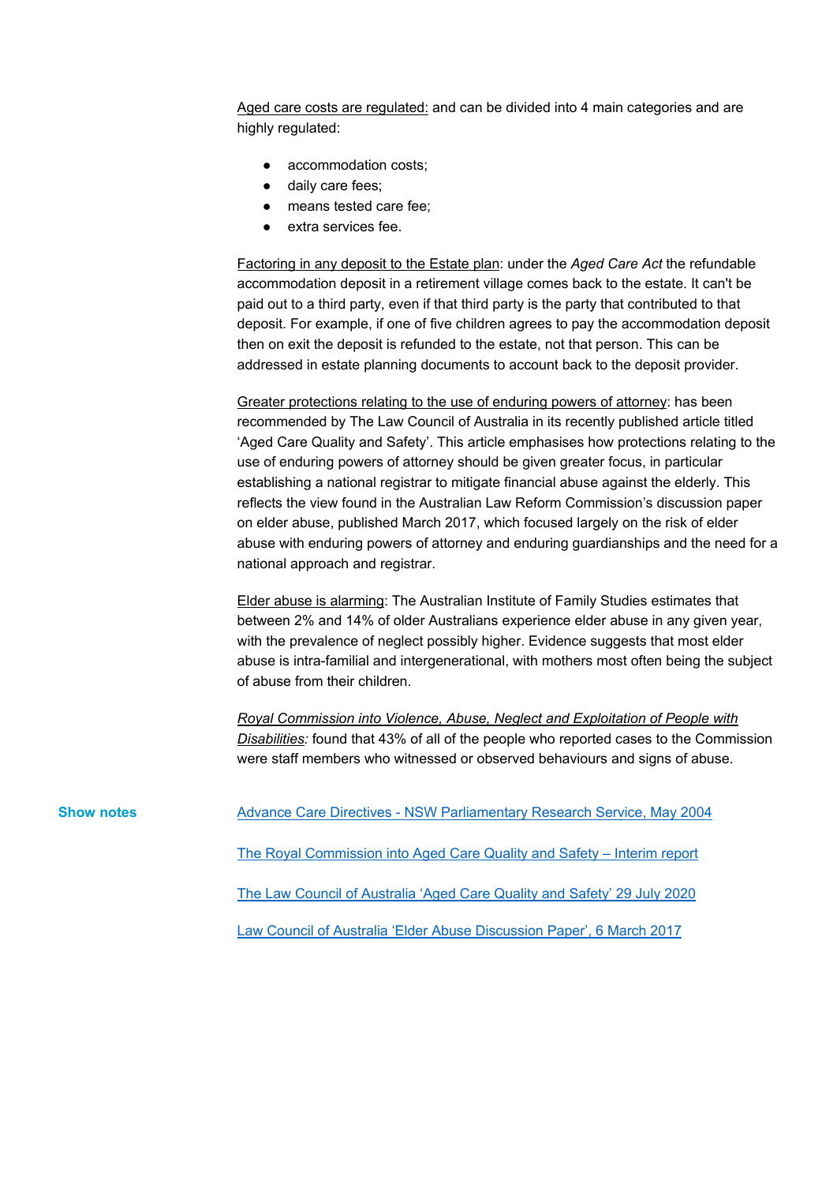Aged care costs are regulated: and can be divided into 4 main categories and are highly regulated:

- accommodation costs;
- daily care fees;
- means tested care fee;
- extra services fee.

Factoring in any deposit to the Estate plan: under the *Aged Care Act* the refundable accommodation deposit in a retirement village comes back to the estate. It can't be paid out to a third party, even if that third party is the party that contributed to that deposit. For example, if one of five children agrees to pay the accommodation deposit then on exit the deposit is refunded to the estate, not that person. This can be addressed in estate planning documents to account back to the deposit provider.

Greater protections relating to the use of enduring powers of attorney: has been recommended by The Law Council of Australia in its recently published article titled 'Aged Care Quality and Safety'. This article emphasises how protections relating to the use of enduring powers of attorney should be given greater focus, in particular establishing a national registrar to mitigate financial abuse against the elderly. This reflects the view found in the Australian Law Reform Commission's discussion paper on elder abuse, published March 2017, which focused largely on the risk of elder abuse with enduring powers of attorney and enduring guardianships and the need for a national approach and registrar.

Elder abuse is alarming: The Australian Institute of Family Studies estimates that between 2% and 14% of older Australians experience elder abuse in any given year, with the prevalence of neglect possibly higher. Evidence suggests that most elder abuse is intra-familial and intergenerational, with mothers most often being the subject of abuse from their children.

*Royal Commission into Violence, Abuse, Neglect and Exploitation of People with Disabilities:* found that 43% of all of the people who reported cases to the Commission were staff members who witnessed or observed behaviours and signs of abuse.

**Show notes**

Advance Care Directives - NSW Parliamentary Research Service, May 2004

The Royal Commission into Aged Care Quality and Safety – Interim report

The Law Council of Australia 'Aged Care Quality and Safety' 29 July 2020

Law Council of Australia 'Elder Abuse Discussion Paper', 6 March 2017